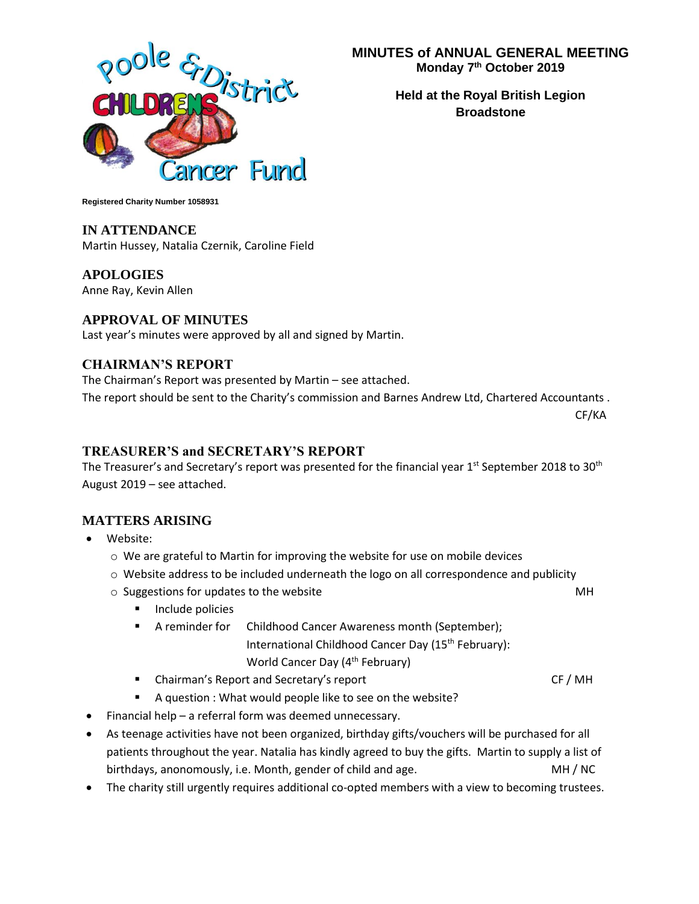Poole & District Childrens Cancer Fund

# MINUTES of ANNUAL GENERAL MEETING
**Monday 7th October 2019**

**Held at the Royal British Legion Broadstone**

**Registered Charity Number 1058931**

## IN ATTENDANCE
Martin Hussey, Natalia Czernik, Caroline Field

## APOLOGIES
Anne Ray, Kevin Allen

## APPROVAL OF MINUTES
Last year's minutes were approved by all and signed by Martin.

## CHAIRMAN'S REPORT
The Chairman's Report was presented by Martin – see attached.

The report should be sent to the Charity's commission and Barnes Andrew Ltd, Chartered Accountants .

CF/KA

## TREASURER'S and SECRETARY'S REPORT
The Treasurer's and Secretary's report was presented for the financial year 1st September 2018 to 30th August 2019 – see attached.

## MATTERS ARISING

- Website:
  - We are grateful to Martin for improving the website for use on mobile devices
  - Website address to be included underneath the logo on all correspondence and publicity
  - Suggestions for updates to the website — MH
    - Include policies
    - A reminder for Childhood Cancer Awareness month (September); International Childhood Cancer Day (15th February): World Cancer Day (4th February)
    - Chairman's Report and Secretary's report — CF / MH
    - A question : What would people like to see on the website?
- Financial help – a referral form was deemed unnecessary.
- As teenage activities have not been organized, birthday gifts/vouchers will be purchased for all patients throughout the year. Natalia has kindly agreed to buy the gifts. Martin to supply a list of birthdays, anonomously, i.e. Month, gender of child and age. — MH / NC
- The charity still urgently requires additional co-opted members with a view to becoming trustees.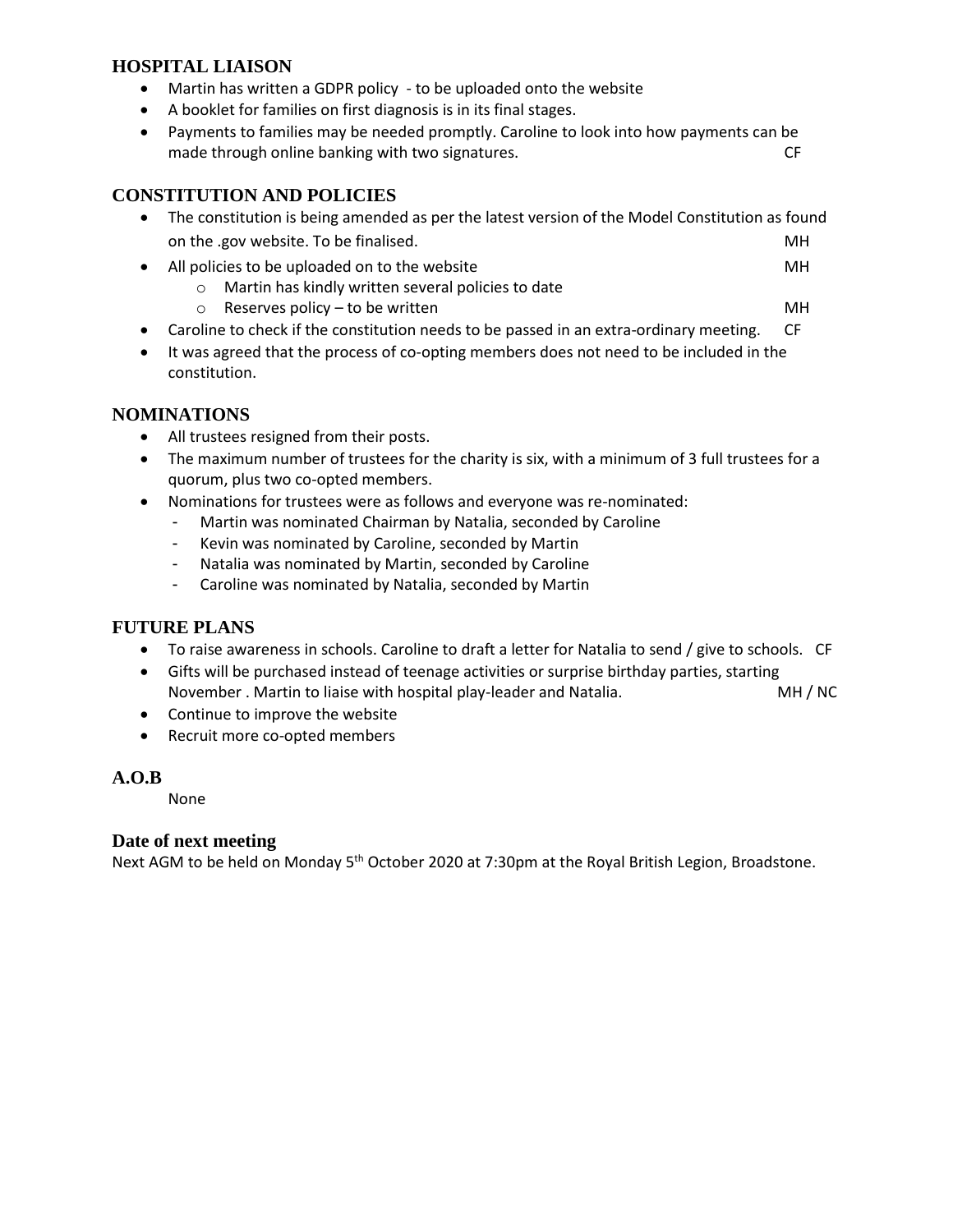## HOSPITAL LIAISON

- Martin has written a GDPR policy - to be uploaded onto the website
- A booklet for families on first diagnosis is in its final stages.
- Payments to families may be needed promptly. Caroline to look into how payments can be made through online banking with two signatures. CF

## CONSTITUTION AND POLICIES

- The constitution is being amended as per the latest version of the Model Constitution as found on the .gov website. To be finalised. MH
- All policies to be uploaded on to the website MH
  - Martin has kindly written several policies to date
  - Reserves policy – to be written MH
- Caroline to check if the constitution needs to be passed in an extra-ordinary meeting. CF
- It was agreed that the process of co-opting members does not need to be included in the constitution.

## NOMINATIONS

- All trustees resigned from their posts.
- The maximum number of trustees for the charity is six, with a minimum of 3 full trustees for a quorum, plus two co-opted members.
- Nominations for trustees were as follows and everyone was re-nominated:
  - Martin was nominated Chairman by Natalia, seconded by Caroline
  - Kevin was nominated by Caroline, seconded by Martin
  - Natalia was nominated by Martin, seconded by Caroline
  - Caroline was nominated by Natalia, seconded by Martin

## FUTURE PLANS

- To raise awareness in schools. Caroline to draft a letter for Natalia to send / give to schools. CF
- Gifts will be purchased instead of teenage activities or surprise birthday parties, starting November . Martin to liaise with hospital play-leader and Natalia. MH / NC
- Continue to improve the website
- Recruit more co-opted members

## A.O.B

None

## Date of next meeting

Next AGM to be held on Monday 5th October 2020 at 7:30pm at the Royal British Legion, Broadstone.